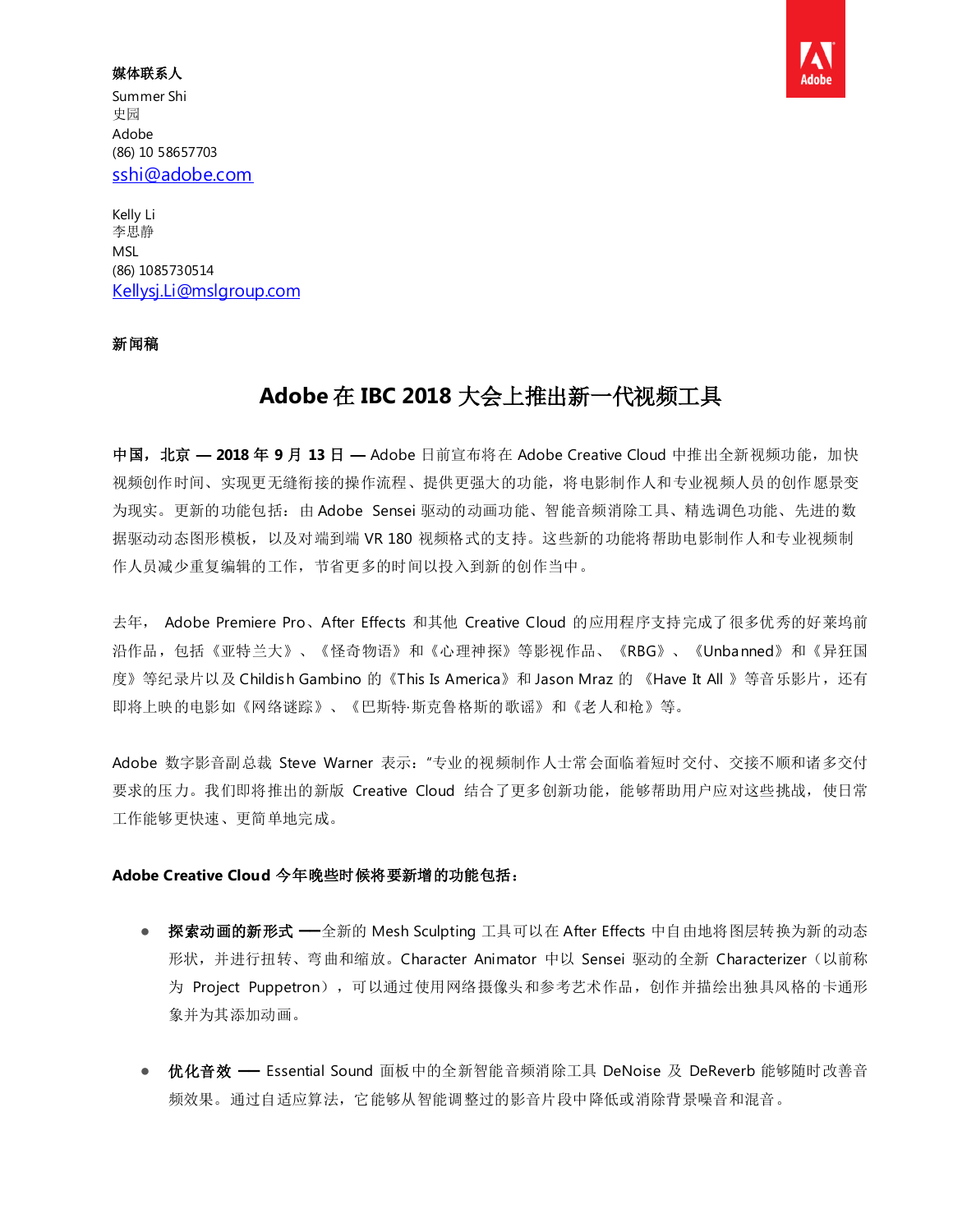**媒体联系人**

Summer Shi
史园
Adobe
(86) 10 58657703
sshi@adobe.com

Kelly Li
李思静
MSL
(86) 1085730514
Kellysj.Li@mslgroup.com

**新闻稿**

# Adobe 在 IBC 2018 大会上推出新一代视频工具

**中国，北京 — 2018 年 9 月 13 日 —** Adobe 日前宣布将在 Adobe Creative Cloud 中推出全新视频功能，加快视频创作时间、实现更无缝衔接的操作流程、提供更强大的功能，将电影制作人和专业视频人员的创作愿景变为现实。更新的功能包括：由 Adobe Sensei 驱动的动画功能、智能音频消除工具、精选调色功能、先进的数据驱动动态图形模板，以及对端到端 VR 180 视频格式的支持。这些新的功能将帮助电影制作人和专业视频制作人员减少重复编辑的工作，节省更多的时间以投入到新的创作当中。

去年， Adobe Premiere Pro、After Effects 和其他 Creative Cloud 的应用程序支持完成了很多优秀的好莱坞前沿作品，包括《亚特兰大》、《怪奇物语》和《心理神探》等影视作品、《RBG》、《Unbanned》和《异狂国度》等纪录片以及 Childish Gambino 的《This Is America》和 Jason Mraz 的 《Have It All 》等音乐影片，还有即将上映的电影如《网络谜踪》、《巴斯特·斯克鲁格斯的歌谣》和《老人和枪》等。

Adobe 数字影音副总裁 Steve Warner 表示："专业的视频制作人士常会面临着短时交付、交接不顺和诸多交付要求的压力。我们即将推出的新版 Creative Cloud 结合了更多创新功能，能够帮助用户应对这些挑战，使日常工作能够更快速、更简单地完成。

**Adobe Creative Cloud 今年晚些时候将要新增的功能包括：**

- **探索动画的新形式 ──**全新的 Mesh Sculpting 工具可以在 After Effects 中自由地将图层转换为新的动态形状，并进行扭转、弯曲和缩放。Character Animator 中以 Sensei 驱动的全新 Characterizer（以前称为 Project Puppetron），可以通过使用网络摄像头和参考艺术作品，创作并描绘出独具风格的卡通形象并为其添加动画。

- **优化音效 ──** Essential Sound 面板中的全新智能音频消除工具 DeNoise 及 DeReverb 能够随时改善音频效果。通过自适应算法，它能够从智能调整过的影音片段中降低或消除背景噪音和混音。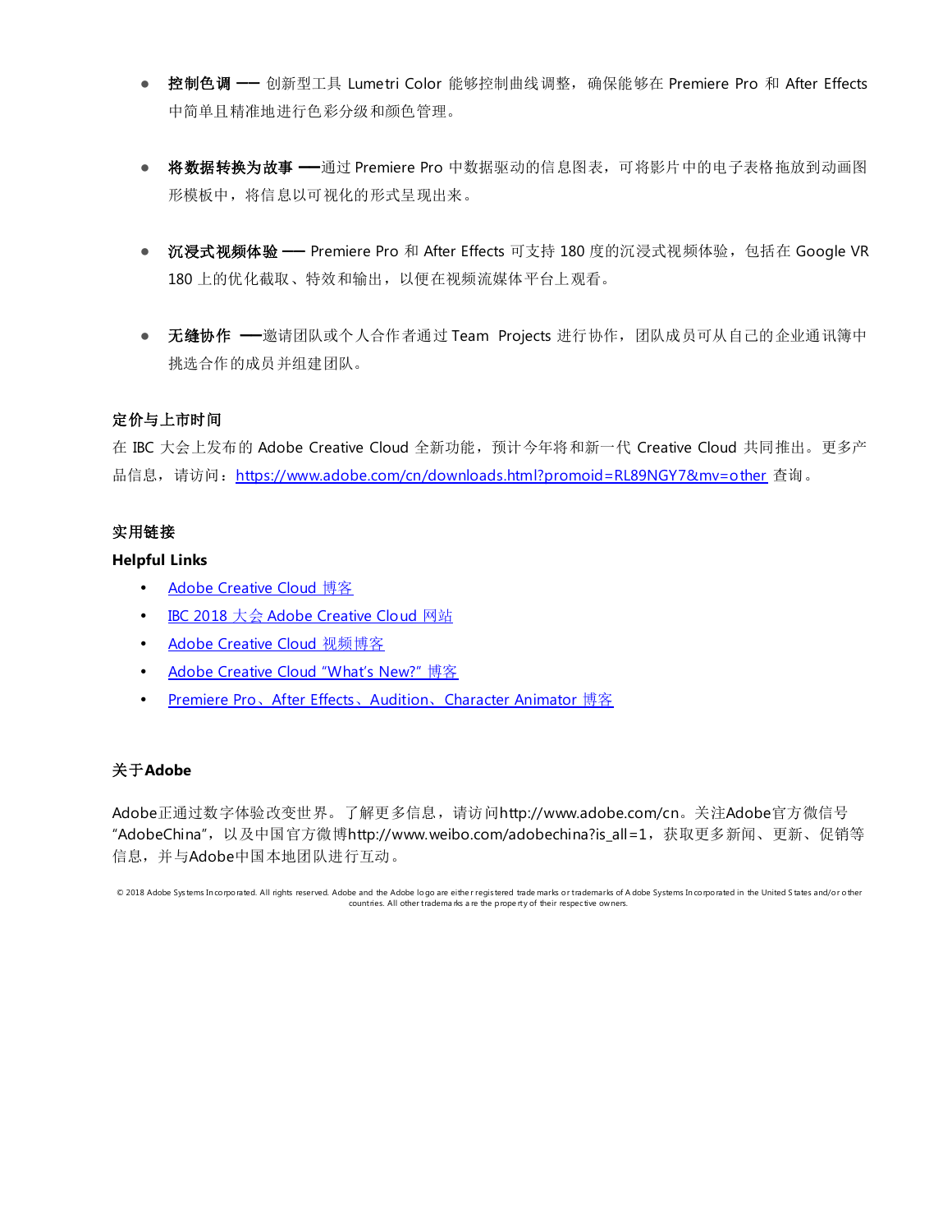- **控制色调 ——** 创新型工具 Lumetri Color 能够控制曲线调整，确保能够在 Premiere Pro 和 After Effects 中简单且精准地进行色彩分级和颜色管理。

- **将数据转换为故事 ——**通过 Premiere Pro 中数据驱动的信息图表，可将影片中的电子表格拖放到动画图形模板中，将信息以可视化的形式呈现出来。

- **沉浸式视频体验 ——** Premiere Pro 和 After Effects 可支持 180 度的沉浸式视频体验，包括在 Google VR 180 上的优化截取、特效和输出，以便在视频流媒体平台上观看。

- **无缝协作 ——**邀请团队或个人合作者通过 Team Projects 进行协作，团队成员可从自己的企业通讯簿中挑选合作的成员并组建团队。

**定价与上市时间**

在 IBC 大会上发布的 Adobe Creative Cloud 全新功能，预计今年将和新一代 Creative Cloud 共同推出。更多产品信息，请访问：https://www.adobe.com/cn/downloads.html?promoid=RL89NGY7&mv=other 查询。

**实用链接**

**Helpful Links**

- Adobe Creative Cloud 博客
- IBC 2018 大会 Adobe Creative Cloud 网站
- Adobe Creative Cloud 视频博客
- Adobe Creative Cloud “What’s New?” 博客
- Premiere Pro、After Effects、Audition、Character Animator 博客

**关于Adobe**

Adobe正通过数字体验改变世界。了解更多信息，请访问http://www.adobe.com/cn。关注Adobe官方微信号“AdobeChina”，以及中国官方微博http://www.weibo.com/adobechina?is_all=1，获取更多新闻、更新、促销等信息，并与Adobe中国本地团队进行互动。

© 2018 Adobe Systems Incorporated. All rights reserved. Adobe and the Adobe logo are either registered trademarks or trademarks of Adobe Systems Incorporated in the United States and/or other countries. All other trademarks are the property of their respective owners.